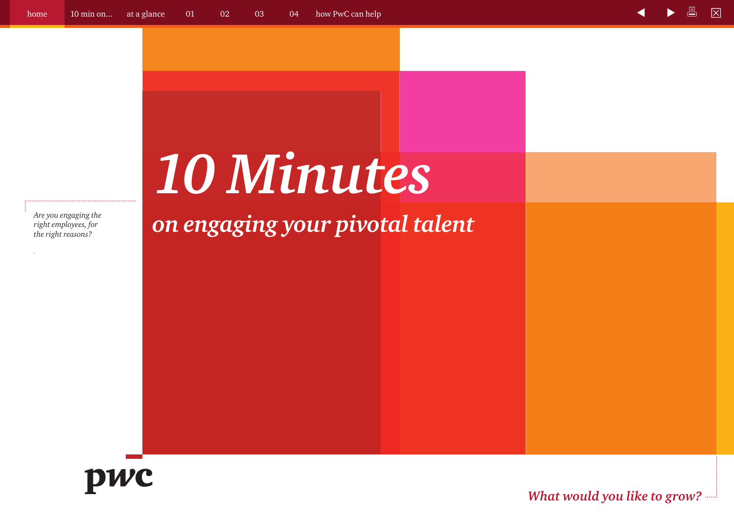# *10 Minutes*

## *on engaging your pivotal talent*

*Are you engaging the right employees, for the right reasons?*

pwc

*What would you like to grow?*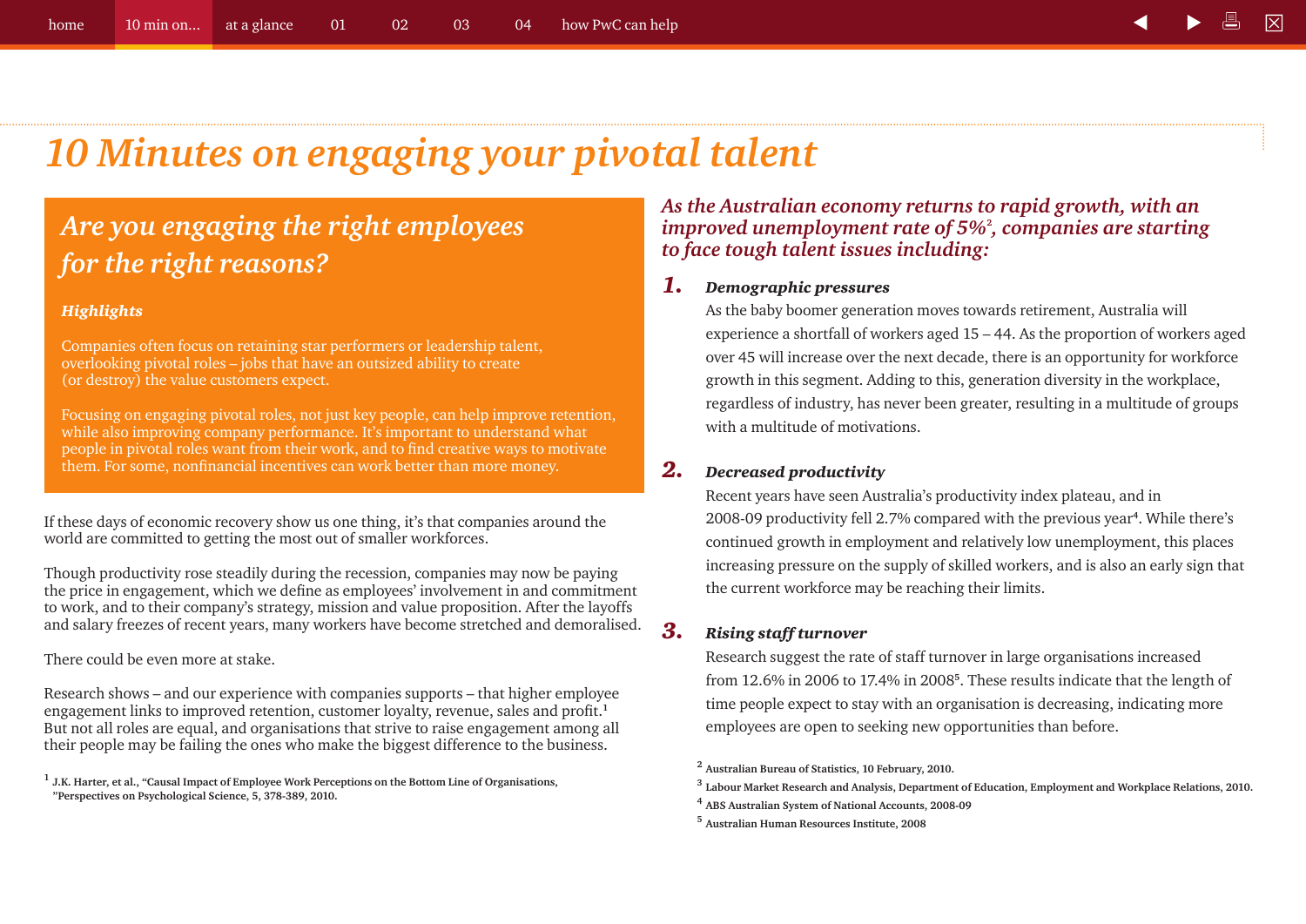# 10 Minutes on engaging your pivotal talent

## *Are you engaging the right employees for the right reasons?*

***Highlights***

Companies often focus on retaining star performers or leadership talent, overlooking pivotal roles – jobs that have an outsized ability to create (or destroy) the value customers expect.

Focusing on engaging pivotal roles, not just key people, can help improve retention, while also improving company performance. It's important to understand what people in pivotal roles want from their work, and to find creative ways to motivate them. For some, nonfinancial incentives can work better than more money.

If these days of economic recovery show us one thing, it's that companies around the world are committed to getting the most out of smaller workforces.

Though productivity rose steadily during the recession, companies may now be paying the price in engagement, which we define as employees' involvement in and commitment to work, and to their company's strategy, mission and value proposition. After the layoffs and salary freezes of recent years, many workers have become stretched and demoralised.

There could be even more at stake.

Research shows – and our experience with companies supports – that higher employee engagement links to improved retention, customer loyalty, revenue, sales and profit.[1] But not all roles are equal, and organisations that strive to raise engagement among all their people may be failing the ones who make the biggest difference to the business.

[1] J.K. Harter, et al., "Causal Impact of Employee Work Perceptions on the Bottom Line of Organisations, "Perspectives on Psychological Science, 5, 378-389, 2010.

### *As the Australian economy returns to rapid growth, with an improved unemployment rate of 5%[2], companies are starting to face tough talent issues including:*

**1. *Demographic pressures***

As the baby boomer generation moves towards retirement, Australia will experience a shortfall of workers aged 15 – 44. As the proportion of workers aged over 45 will increase over the next decade, there is an opportunity for workforce growth in this segment. Adding to this, generation diversity in the workplace, regardless of industry, has never been greater, resulting in a multitude of groups with a multitude of motivations.

**2. *Decreased productivity***

Recent years have seen Australia's productivity index plateau, and in 2008-09 productivity fell 2.7% compared with the previous year[4]. While there's continued growth in employment and relatively low unemployment, this places increasing pressure on the supply of skilled workers, and is also an early sign that the current workforce may be reaching their limits.

**3. *Rising staff turnover***

Research suggest the rate of staff turnover in large organisations increased from 12.6% in 2006 to 17.4% in 2008[5]. These results indicate that the length of time people expect to stay with an organisation is decreasing, indicating more employees are open to seeking new opportunities than before.

[2] Australian Bureau of Statistics, 10 February, 2010.

[3] Labour Market Research and Analysis, Department of Education, Employment and Workplace Relations, 2010.

[4] ABS Australian System of National Accounts, 2008-09

[5] Australian Human Resources Institute, 2008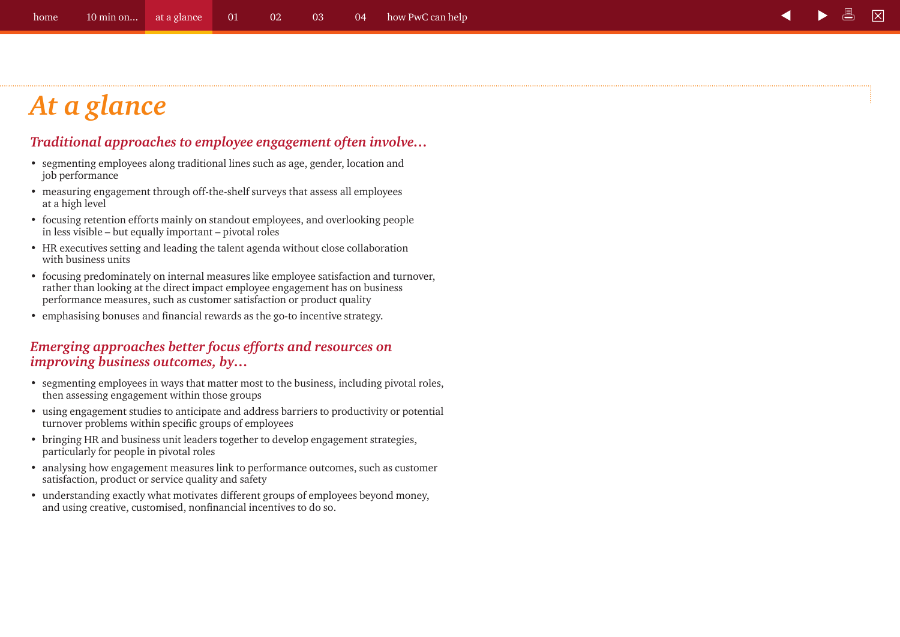# *At a glance*

## *Traditional approaches to employee engagement often involve…*

- segmenting employees along traditional lines such as age, gender, location and job performance
- measuring engagement through off-the-shelf surveys that assess all employees at a high level
- focusing retention efforts mainly on standout employees, and overlooking people in less visible – but equally important – pivotal roles
- HR executives setting and leading the talent agenda without close collaboration with business units
- focusing predominately on internal measures like employee satisfaction and turnover, rather than looking at the direct impact employee engagement has on business performance measures, such as customer satisfaction or product quality
- emphasising bonuses and financial rewards as the go-to incentive strategy.

## *Emerging approaches better focus efforts and resources on improving business outcomes, by…*

- segmenting employees in ways that matter most to the business, including pivotal roles, then assessing engagement within those groups
- using engagement studies to anticipate and address barriers to productivity or potential turnover problems within specific groups of employees
- bringing HR and business unit leaders together to develop engagement strategies, particularly for people in pivotal roles
- analysing how engagement measures link to performance outcomes, such as customer satisfaction, product or service quality and safety
- understanding exactly what motivates different groups of employees beyond money, and using creative, customised, nonfinancial incentives to do so.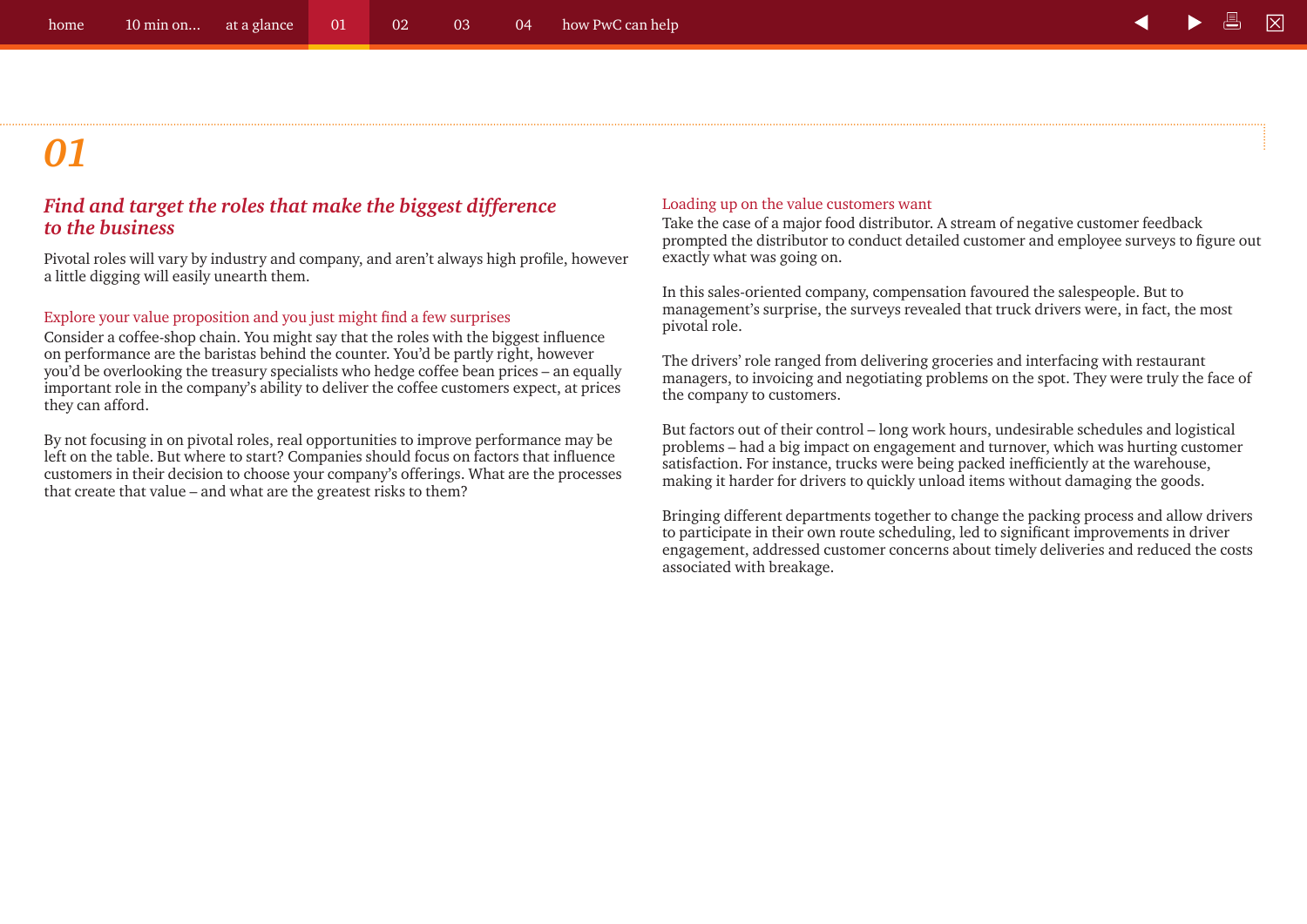# 01

## *Find and target the roles that make the biggest difference to the business*

Pivotal roles will vary by industry and company, and aren't always high profile, however a little digging will easily unearth them.

### Explore your value proposition and you just might find a few surprises

Consider a coffee-shop chain. You might say that the roles with the biggest influence on performance are the baristas behind the counter. You'd be partly right, however you'd be overlooking the treasury specialists who hedge coffee bean prices – an equally important role in the company's ability to deliver the coffee customers expect, at prices they can afford.

By not focusing in on pivotal roles, real opportunities to improve performance may be left on the table. But where to start? Companies should focus on factors that influence customers in their decision to choose your company's offerings. What are the processes that create that value – and what are the greatest risks to them?

### Loading up on the value customers want

Take the case of a major food distributor. A stream of negative customer feedback prompted the distributor to conduct detailed customer and employee surveys to figure out exactly what was going on.

In this sales-oriented company, compensation favoured the salespeople. But to management's surprise, the surveys revealed that truck drivers were, in fact, the most pivotal role.

The drivers' role ranged from delivering groceries and interfacing with restaurant managers, to invoicing and negotiating problems on the spot. They were truly the face of the company to customers.

But factors out of their control – long work hours, undesirable schedules and logistical problems – had a big impact on engagement and turnover, which was hurting customer satisfaction. For instance, trucks were being packed inefficiently at the warehouse, making it harder for drivers to quickly unload items without damaging the goods.

Bringing different departments together to change the packing process and allow drivers to participate in their own route scheduling, led to significant improvements in driver engagement, addressed customer concerns about timely deliveries and reduced the costs associated with breakage.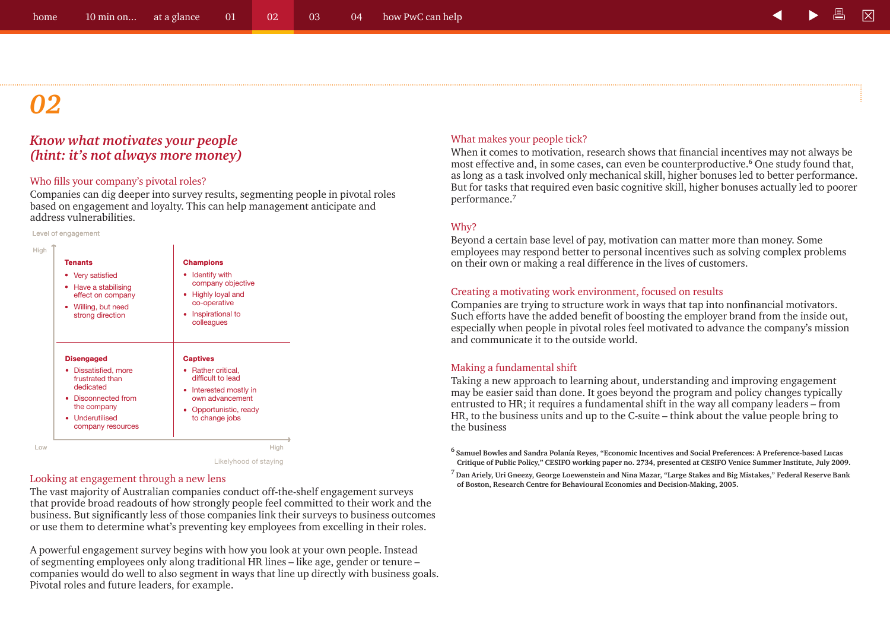# 02

## *Know what motivates your people (hint: it's not always more money)*

### Who fills your company's pivotal roles?

Companies can dig deeper into survey results, segmenting people in pivotal roles based on engagement and loyalty. This can help management anticipate and address vulnerabilities.

Level of engagement (vertical axis: Low to High); Likelihood of staying (horizontal axis: Low to High)

| | Low likelihood of staying | High likelihood of staying |
|---|---|---|
| **High engagement** | **Tenants**<br>• Very satisfied<br>• Have a stabilising effect on company<br>• Willing, but need strong direction | **Champions**<br>• Identify with company objective<br>• Highly loyal and co-operative<br>• Inspirational to colleagues |
| **Low engagement** | **Disengaged**<br>• Dissatisfied, more frustrated than dedicated<br>• Disconnected from the company<br>• Underutilised company resources | **Captives**<br>• Rather critical, difficult to lead<br>• Interested mostly in own advancement<br>• Opportunistic, ready to change jobs |

### Looking at engagement through a new lens

The vast majority of Australian companies conduct off-the-shelf engagement surveys that provide broad readouts of how strongly people feel committed to their work and the business. But significantly less of those companies link their surveys to business outcomes or use them to determine what's preventing key employees from excelling in their roles.

A powerful engagement survey begins with how you look at your own people. Instead of segmenting employees only along traditional HR lines – like age, gender or tenure – companies would do well to also segment in ways that line up directly with business goals. Pivotal roles and future leaders, for example.

### What makes your people tick?

When it comes to motivation, research shows that financial incentives may not always be most effective and, in some cases, can even be counterproductive.[6] One study found that, as long as a task involved only mechanical skill, higher bonuses led to better performance. But for tasks that required even basic cognitive skill, higher bonuses actually led to poorer performance.[7]

### Why?

Beyond a certain base level of pay, motivation can matter more than money. Some employees may respond better to personal incentives such as solving complex problems on their own or making a real difference in the lives of customers.

### Creating a motivating work environment, focused on results

Companies are trying to structure work in ways that tap into nonfinancial motivators. Such efforts have the added benefit of boosting the employer brand from the inside out, especially when people in pivotal roles feel motivated to advance the company's mission and communicate it to the outside world.

### Making a fundamental shift

Taking a new approach to learning about, understanding and improving engagement may be easier said than done. It goes beyond the program and policy changes typically entrusted to HR; it requires a fundamental shift in the way all company leaders – from HR, to the business units and up to the C-suite – think about the value people bring to the business

[6] Samuel Bowles and Sandra Polanía Reyes, "Economic Incentives and Social Preferences: A Preference-based Lucas Critique of Public Policy," CESIFO working paper no. 2734, presented at CESIFO Venice Summer Institute, July 2009.

[7] Dan Ariely, Uri Gneezy, George Loewenstein and Nina Mazar, "Large Stakes and Big Mistakes," Federal Reserve Bank of Boston, Research Centre for Behavioural Economics and Decision-Making, 2005.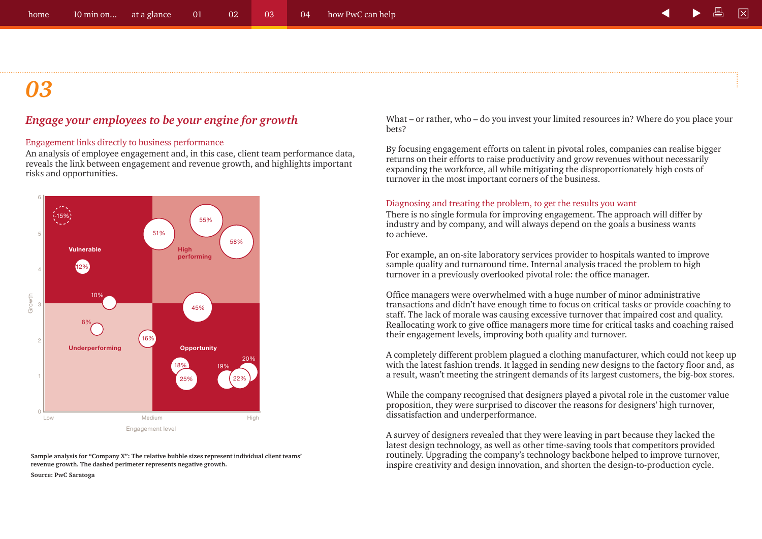# 03

## *Engage your employees to be your engine for growth*

### Engagement links directly to business performance

An analysis of employee engagement and, in this case, client team performance data, reveals the link between engagement and revenue growth, and highlights important risks and opportunities.

Sample analysis for "Company X": The relative bubble sizes represent individual client teams' revenue growth. The dashed perimeter represents negative growth.

Source: PwC Saratoga

What – or rather, who – do you invest your limited resources in? Where do you place your bets?

By focusing engagement efforts on talent in pivotal roles, companies can realise bigger returns on their efforts to raise productivity and grow revenues without necessarily expanding the workforce, all while mitigating the disproportionately high costs of turnover in the most important corners of the business.

### Diagnosing and treating the problem, to get the results you want

There is no single formula for improving engagement. The approach will differ by industry and by company, and will always depend on the goals a business wants to achieve.

For example, an on-site laboratory services provider to hospitals wanted to improve sample quality and turnaround time. Internal analysis traced the problem to high turnover in a previously overlooked pivotal role: the office manager.

Office managers were overwhelmed with a huge number of minor administrative transactions and didn't have enough time to focus on critical tasks or provide coaching to staff. The lack of morale was causing excessive turnover that impaired cost and quality. Reallocating work to give office managers more time for critical tasks and coaching raised their engagement levels, improving both quality and turnover.

A completely different problem plagued a clothing manufacturer, which could not keep up with the latest fashion trends. It lagged in sending new designs to the factory floor and, as a result, wasn't meeting the stringent demands of its largest customers, the big-box stores.

While the company recognised that designers played a pivotal role in the customer value proposition, they were surprised to discover the reasons for designers' high turnover, dissatisfaction and underperformance.

A survey of designers revealed that they were leaving in part because they lacked the latest design technology, as well as other time-saving tools that competitors provided routinely. Upgrading the company's technology backbone helped to improve turnover, inspire creativity and design innovation, and shorten the design-to-production cycle.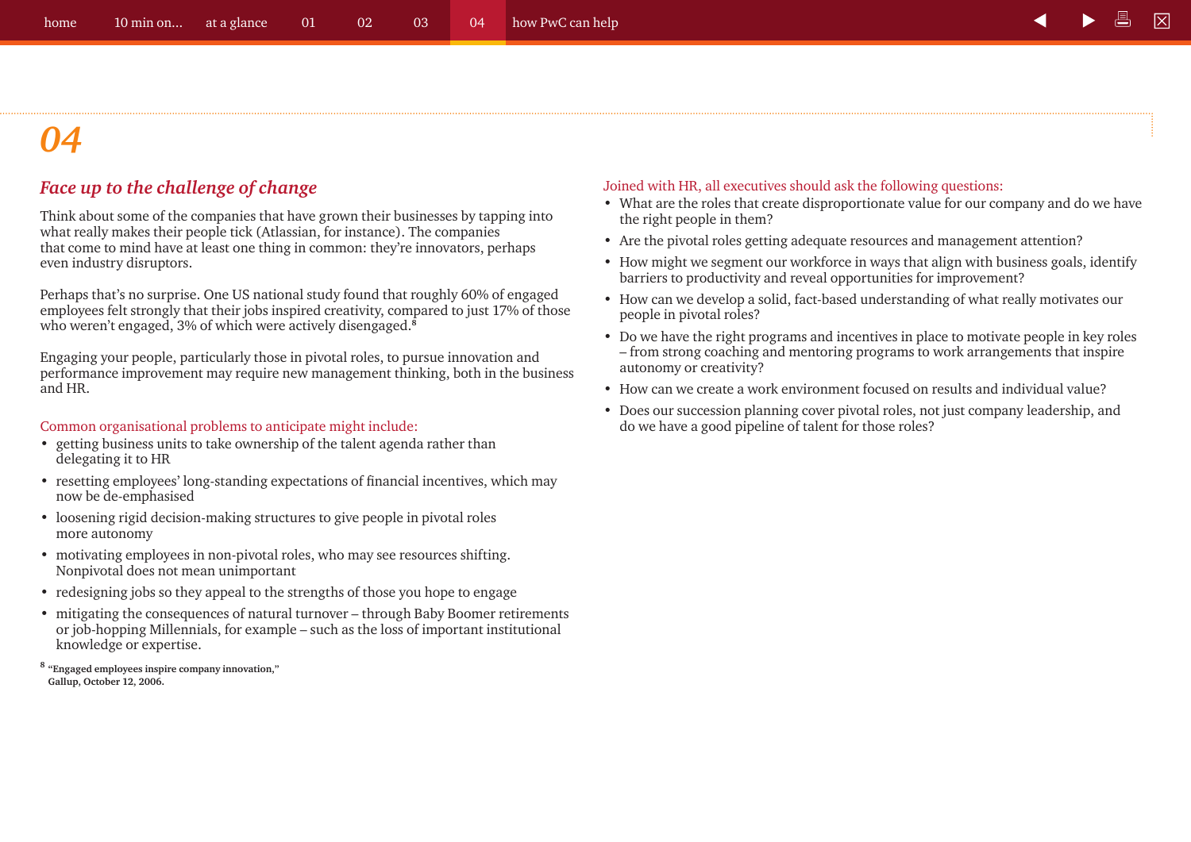# 04

## *Face up to the challenge of change*

Think about some of the companies that have grown their businesses by tapping into what really makes their people tick (Atlassian, for instance). The companies that come to mind have at least one thing in common: they're innovators, perhaps even industry disruptors.

Perhaps that's no surprise. One US national study found that roughly 60% of engaged employees felt strongly that their jobs inspired creativity, compared to just 17% of those who weren't engaged, 3% of which were actively disengaged.[8]

Engaging your people, particularly those in pivotal roles, to pursue innovation and performance improvement may require new management thinking, both in the business and HR.

Common organisational problems to anticipate might include:

- getting business units to take ownership of the talent agenda rather than delegating it to HR
- resetting employees' long-standing expectations of financial incentives, which may now be de-emphasised
- loosening rigid decision-making structures to give people in pivotal roles more autonomy
- motivating employees in non-pivotal roles, who may see resources shifting. Nonpivotal does not mean unimportant
- redesigning jobs so they appeal to the strengths of those you hope to engage
- mitigating the consequences of natural turnover – through Baby Boomer retirements or job-hopping Millennials, for example – such as the loss of important institutional knowledge or expertise.

[8] **"Engaged employees inspire company innovation," Gallup, October 12, 2006.**

Joined with HR, all executives should ask the following questions:

- What are the roles that create disproportionate value for our company and do we have the right people in them?
- Are the pivotal roles getting adequate resources and management attention?
- How might we segment our workforce in ways that align with business goals, identify barriers to productivity and reveal opportunities for improvement?
- How can we develop a solid, fact-based understanding of what really motivates our people in pivotal roles?
- Do we have the right programs and incentives in place to motivate people in key roles – from strong coaching and mentoring programs to work arrangements that inspire autonomy or creativity?
- How can we create a work environment focused on results and individual value?
- Does our succession planning cover pivotal roles, not just company leadership, and do we have a good pipeline of talent for those roles?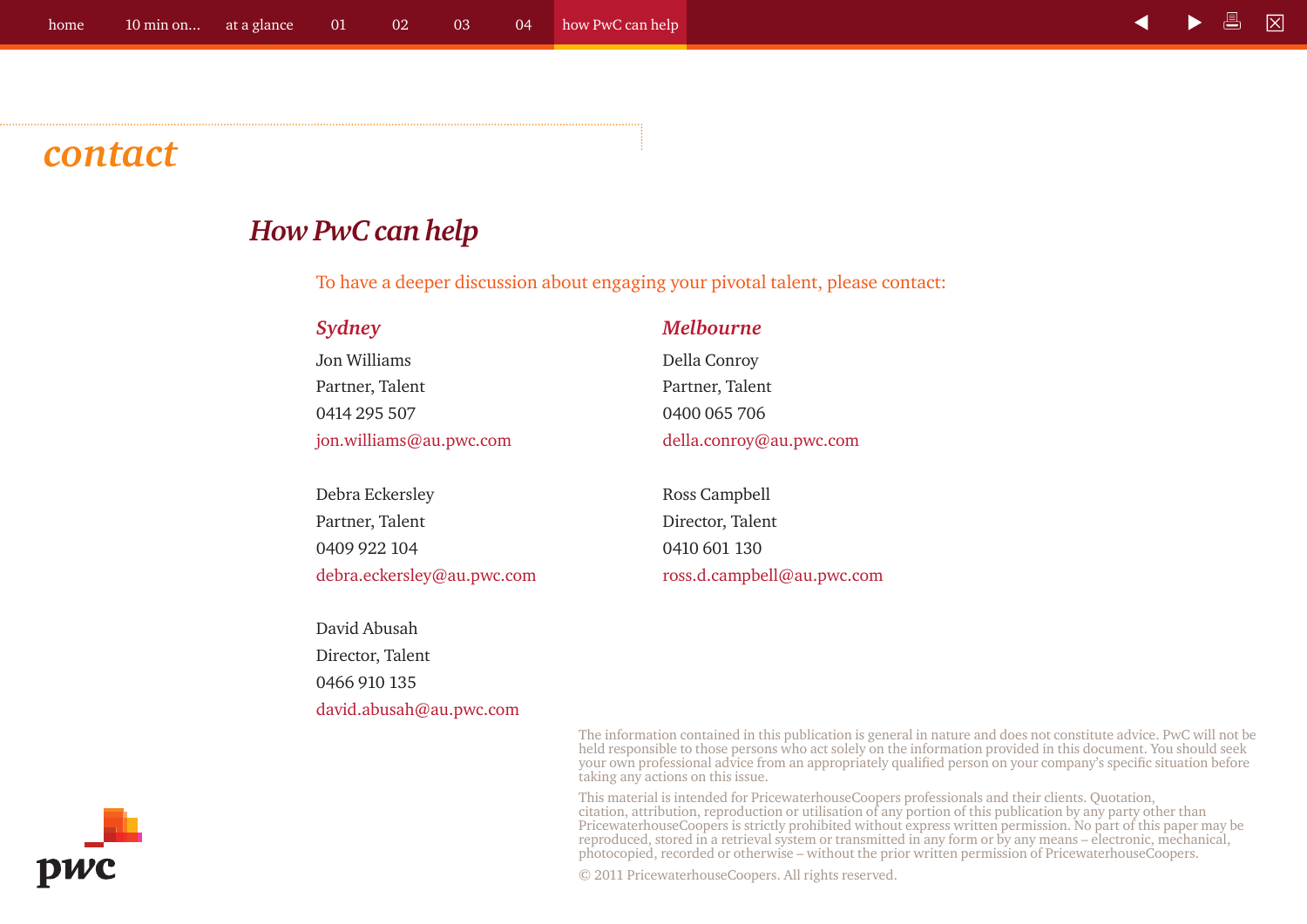## contact

# How PwC can help

To have a deeper discussion about engaging your pivotal talent, please contact:

### Sydney

Jon Williams
Partner, Talent
0414 295 507
jon.williams@au.pwc.com

Debra Eckersley
Partner, Talent
0409 922 104
debra.eckersley@au.pwc.com

David Abusah
Director, Talent
0466 910 135
david.abusah@au.pwc.com

### Melbourne

Della Conroy
Partner, Talent
0400 065 706
della.conroy@au.pwc.com

Ross Campbell
Director, Talent
0410 601 130
ross.d.campbell@au.pwc.com

The information contained in this publication is general in nature and does not constitute advice. PwC will not be held responsible to those persons who act solely on the information provided in this document. You should seek your own professional advice from an appropriately qualified person on your company's specific situation before taking any actions on this issue.

This material is intended for PricewaterhouseCoopers professionals and their clients. Quotation, citation, attribution, reproduction or utilisation of any portion of this publication by any party other than PricewaterhouseCoopers is strictly prohibited without express written permission. No part of this paper may be reproduced, stored in a retrieval system or transmitted in any form or by any means – electronic, mechanical, photocopied, recorded or otherwise – without the prior written permission of PricewaterhouseCoopers.

© 2011 PricewaterhouseCoopers. All rights reserved.